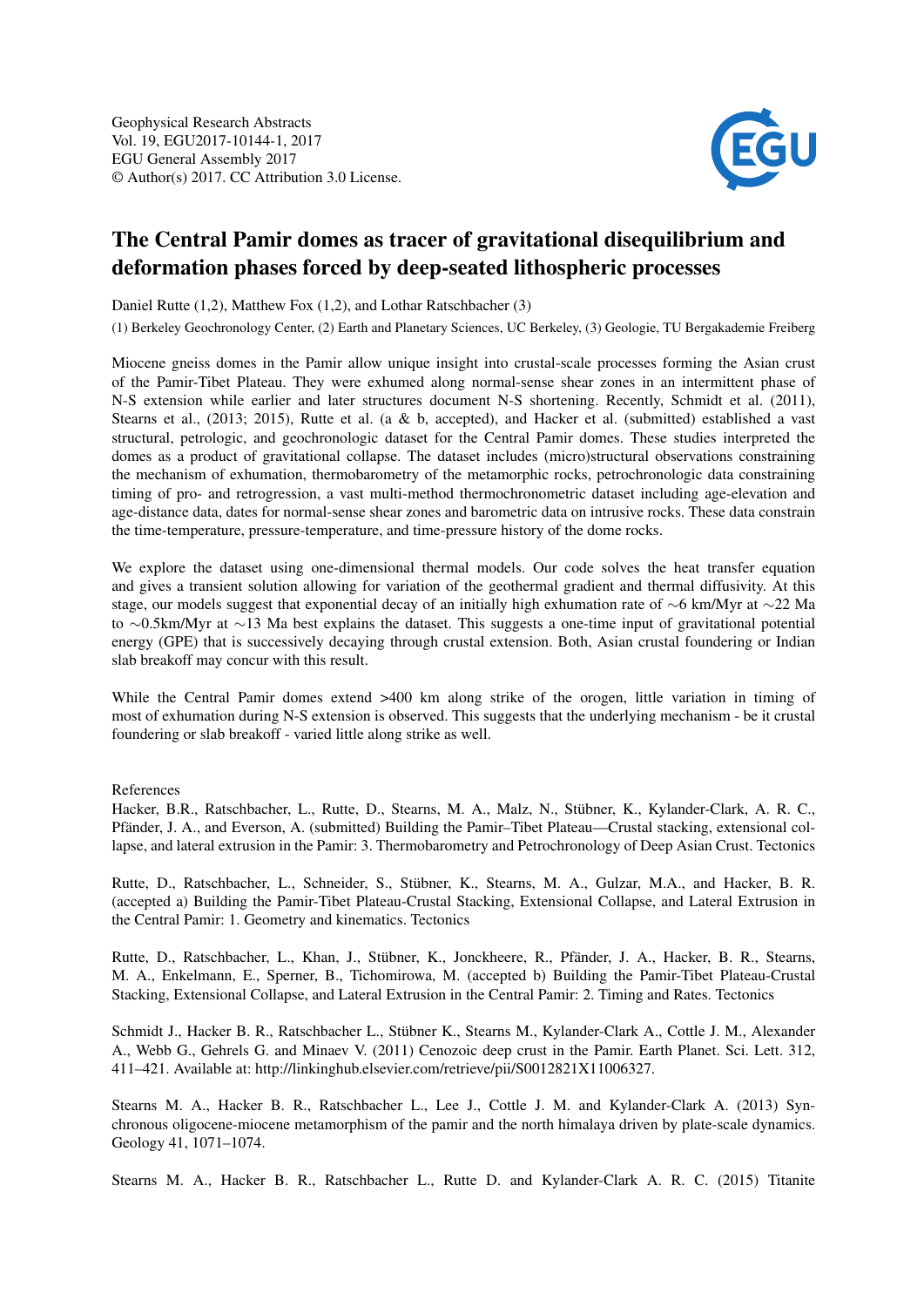Geophysical Research Abstracts
Vol. 19, EGU2017-10144-1, 2017
EGU General Assembly 2017
© Author(s) 2017. CC Attribution 3.0 License.

# The Central Pamir domes as tracer of gravitational disequilibrium and deformation phases forced by deep-seated lithospheric processes

Daniel Rutte (1,2), Matthew Fox (1,2), and Lothar Ratschbacher (3)

(1) Berkeley Geochronology Center, (2) Earth and Planetary Sciences, UC Berkeley, (3) Geologie, TU Bergakademie Freiberg

Miocene gneiss domes in the Pamir allow unique insight into crustal-scale processes forming the Asian crust of the Pamir-Tibet Plateau. They were exhumed along normal-sense shear zones in an intermittent phase of N-S extension while earlier and later structures document N-S shortening. Recently, Schmidt et al. (2011), Stearns et al., (2013; 2015), Rutte et al. (a & b, accepted), and Hacker et al. (submitted) established a vast structural, petrologic, and geochronologic dataset for the Central Pamir domes. These studies interpreted the domes as a product of gravitational collapse. The dataset includes (micro)structural observations constraining the mechanism of exhumation, thermobarometry of the metamorphic rocks, petrochronologic data constraining timing of pro- and retrogression, a vast multi-method thermochronometric dataset including age-elevation and age-distance data, dates for normal-sense shear zones and barometric data on intrusive rocks. These data constrain the time-temperature, pressure-temperature, and time-pressure history of the dome rocks.

We explore the dataset using one-dimensional thermal models. Our code solves the heat transfer equation and gives a transient solution allowing for variation of the geothermal gradient and thermal diffusivity. At this stage, our models suggest that exponential decay of an initially high exhumation rate of ∼6 km/Myr at ∼22 Ma to ∼0.5km/Myr at ∼13 Ma best explains the dataset. This suggests a one-time input of gravitational potential energy (GPE) that is successively decaying through crustal extension. Both, Asian crustal foundering or Indian slab breakoff may concur with this result.

While the Central Pamir domes extend >400 km along strike of the orogen, little variation in timing of most of exhumation during N-S extension is observed. This suggests that the underlying mechanism - be it crustal foundering or slab breakoff - varied little along strike as well.

References

Hacker, B.R., Ratschbacher, L., Rutte, D., Stearns, M. A., Malz, N., Stübner, K., Kylander-Clark, A. R. C., Pfänder, J. A., and Everson, A. (submitted) Building the Pamir–Tibet Plateau—Crustal stacking, extensional collapse, and lateral extrusion in the Pamir: 3. Thermobarometry and Petrochronology of Deep Asian Crust. Tectonics

Rutte, D., Ratschbacher, L., Schneider, S., Stübner, K., Stearns, M. A., Gulzar, M.A., and Hacker, B. R. (accepted a) Building the Pamir-Tibet Plateau-Crustal Stacking, Extensional Collapse, and Lateral Extrusion in the Central Pamir: 1. Geometry and kinematics. Tectonics

Rutte, D., Ratschbacher, L., Khan, J., Stübner, K., Jonckheere, R., Pfänder, J. A., Hacker, B. R., Stearns, M. A., Enkelmann, E., Sperner, B., Tichomirowa, M. (accepted b) Building the Pamir-Tibet Plateau-Crustal Stacking, Extensional Collapse, and Lateral Extrusion in the Central Pamir: 2. Timing and Rates. Tectonics

Schmidt J., Hacker B. R., Ratschbacher L., Stübner K., Stearns M., Kylander-Clark A., Cottle J. M., Alexander A., Webb G., Gehrels G. and Minaev V. (2011) Cenozoic deep crust in the Pamir. Earth Planet. Sci. Lett. 312, 411–421. Available at: http://linkinghub.elsevier.com/retrieve/pii/S0012821X11006327.

Stearns M. A., Hacker B. R., Ratschbacher L., Lee J., Cottle J. M. and Kylander-Clark A. (2013) Synchronous oligocene-miocene metamorphism of the pamir and the north himalaya driven by plate-scale dynamics. Geology 41, 1071–1074.

Stearns M. A., Hacker B. R., Ratschbacher L., Rutte D. and Kylander-Clark A. R. C. (2015) Titanite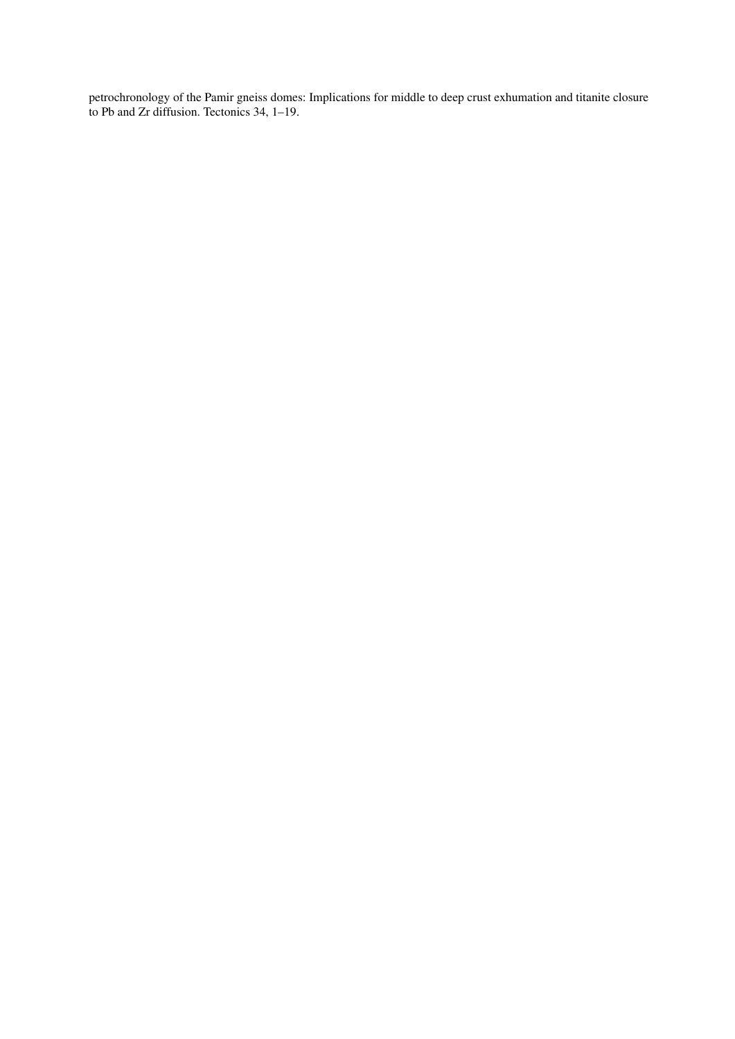petrochronology of the Pamir gneiss domes: Implications for middle to deep crust exhumation and titanite closure to Pb and Zr diffusion. Tectonics 34, 1–19.